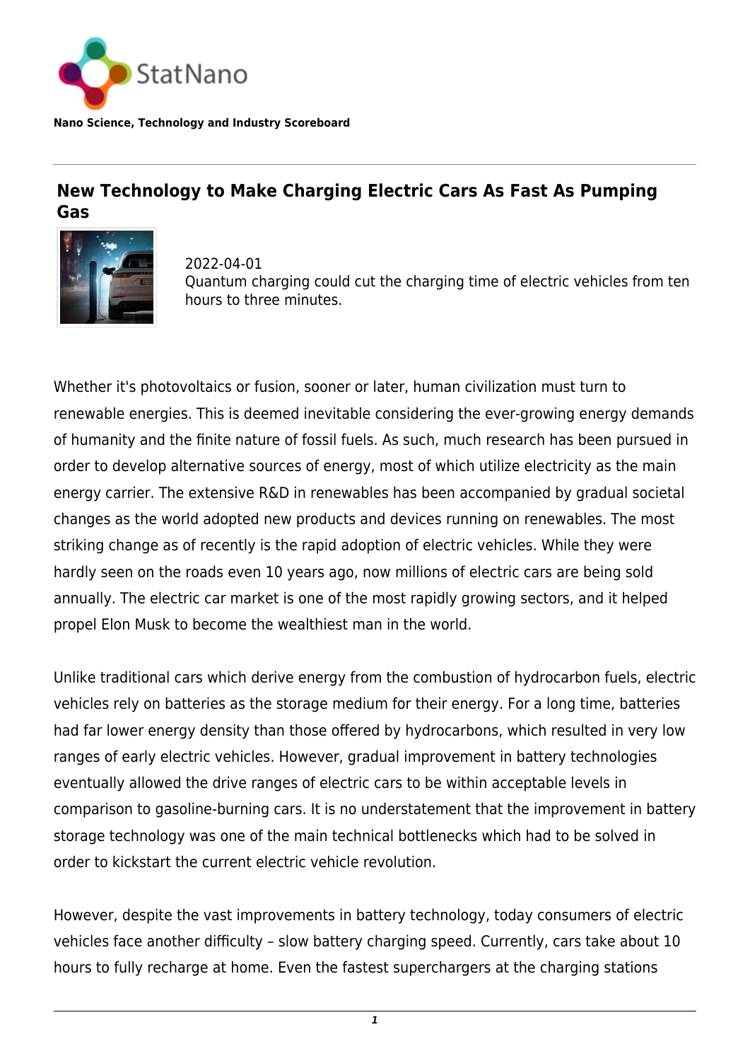StatNano

**Nano Science, Technology and Industry Scoreboard**

## New Technology to Make Charging Electric Cars As Fast As Pumping Gas

2022-04-01

Quantum charging could cut the charging time of electric vehicles from ten hours to three minutes.

Whether it's photovoltaics or fusion, sooner or later, human civilization must turn to renewable energies. This is deemed inevitable considering the ever-growing energy demands of humanity and the finite nature of fossil fuels. As such, much research has been pursued in order to develop alternative sources of energy, most of which utilize electricity as the main energy carrier. The extensive R&D in renewables has been accompanied by gradual societal changes as the world adopted new products and devices running on renewables. The most striking change as of recently is the rapid adoption of electric vehicles. While they were hardly seen on the roads even 10 years ago, now millions of electric cars are being sold annually. The electric car market is one of the most rapidly growing sectors, and it helped propel Elon Musk to become the wealthiest man in the world.

Unlike traditional cars which derive energy from the combustion of hydrocarbon fuels, electric vehicles rely on batteries as the storage medium for their energy. For a long time, batteries had far lower energy density than those offered by hydrocarbons, which resulted in very low ranges of early electric vehicles. However, gradual improvement in battery technologies eventually allowed the drive ranges of electric cars to be within acceptable levels in comparison to gasoline-burning cars. It is no understatement that the improvement in battery storage technology was one of the main technical bottlenecks which had to be solved in order to kickstart the current electric vehicle revolution.

However, despite the vast improvements in battery technology, today consumers of electric vehicles face another difficulty – slow battery charging speed. Currently, cars take about 10 hours to fully recharge at home. Even the fastest superchargers at the charging stations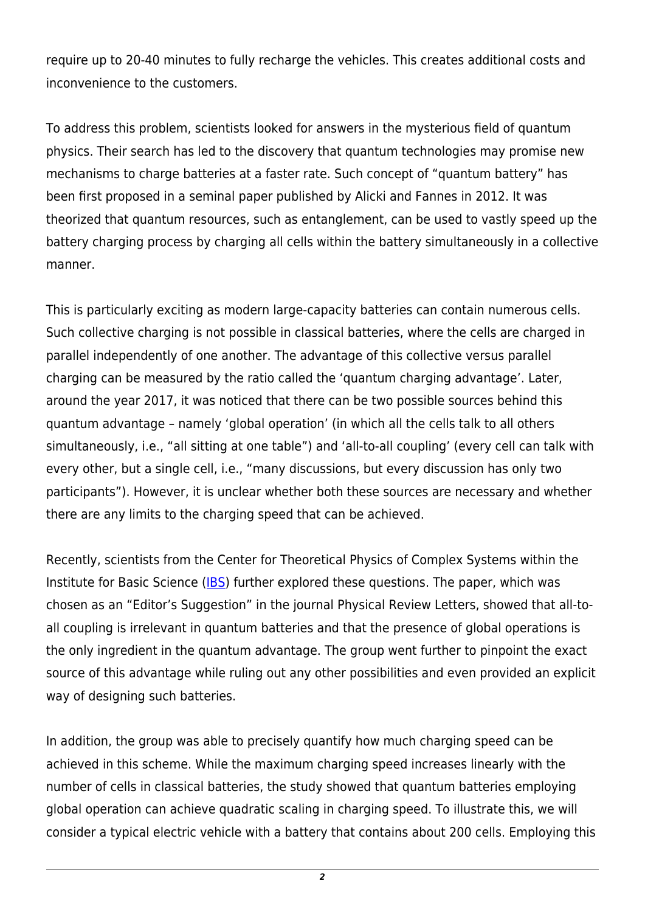require up to 20-40 minutes to fully recharge the vehicles. This creates additional costs and inconvenience to the customers.

To address this problem, scientists looked for answers in the mysterious field of quantum physics. Their search has led to the discovery that quantum technologies may promise new mechanisms to charge batteries at a faster rate. Such concept of "quantum battery" has been first proposed in a seminal paper published by Alicki and Fannes in 2012. It was theorized that quantum resources, such as entanglement, can be used to vastly speed up the battery charging process by charging all cells within the battery simultaneously in a collective manner.

This is particularly exciting as modern large-capacity batteries can contain numerous cells. Such collective charging is not possible in classical batteries, where the cells are charged in parallel independently of one another. The advantage of this collective versus parallel charging can be measured by the ratio called the 'quantum charging advantage'. Later, around the year 2017, it was noticed that there can be two possible sources behind this quantum advantage – namely 'global operation' (in which all the cells talk to all others simultaneously, i.e., "all sitting at one table") and 'all-to-all coupling' (every cell can talk with every other, but a single cell, i.e., "many discussions, but every discussion has only two participants"). However, it is unclear whether both these sources are necessary and whether there are any limits to the charging speed that can be achieved.

Recently, scientists from the Center for Theoretical Physics of Complex Systems within the Institute for Basic Science (IBS) further explored these questions. The paper, which was chosen as an "Editor's Suggestion" in the journal Physical Review Letters, showed that all-to-all coupling is irrelevant in quantum batteries and that the presence of global operations is the only ingredient in the quantum advantage. The group went further to pinpoint the exact source of this advantage while ruling out any other possibilities and even provided an explicit way of designing such batteries.

In addition, the group was able to precisely quantify how much charging speed can be achieved in this scheme. While the maximum charging speed increases linearly with the number of cells in classical batteries, the study showed that quantum batteries employing global operation can achieve quadratic scaling in charging speed. To illustrate this, we will consider a typical electric vehicle with a battery that contains about 200 cells. Employing this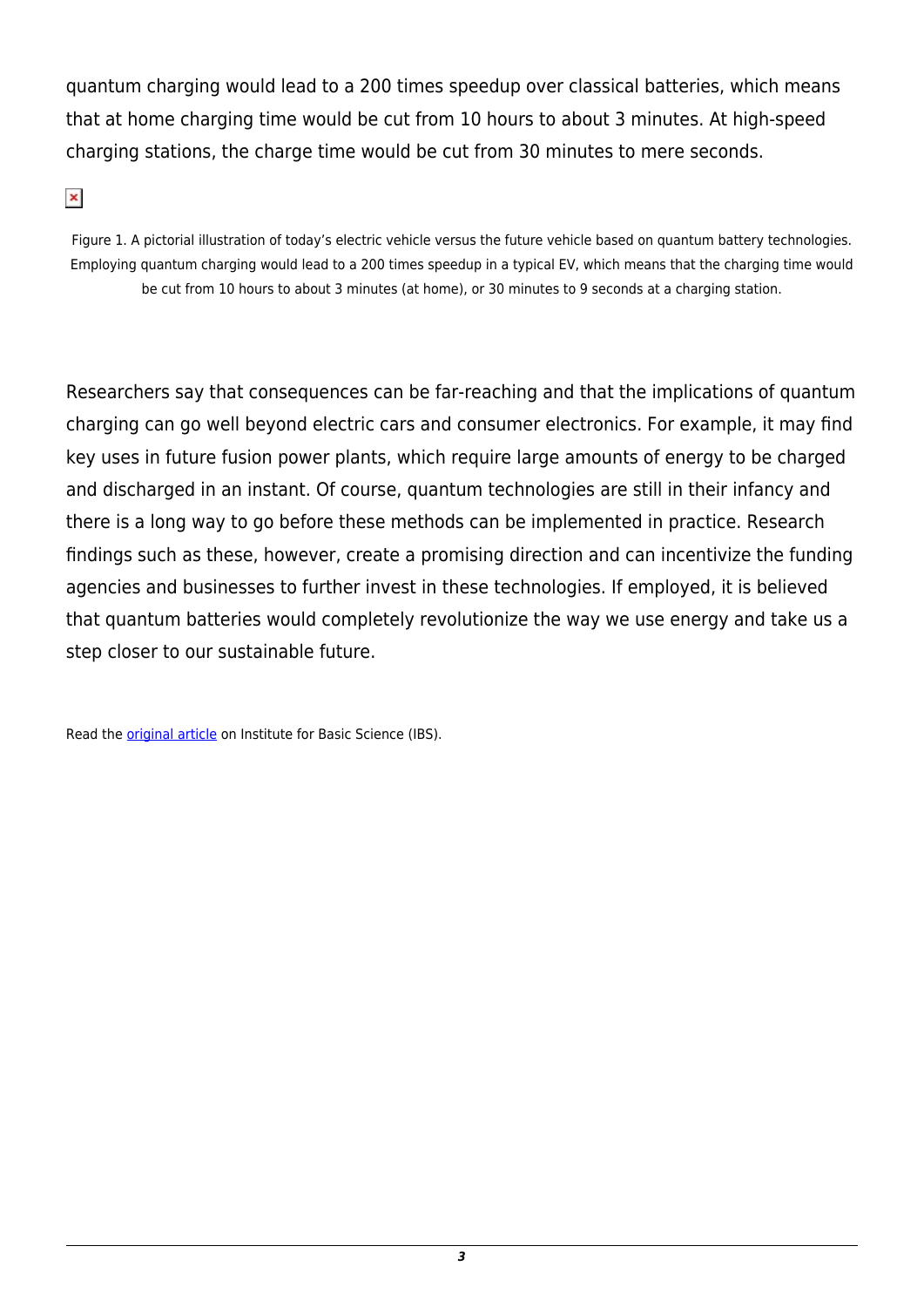quantum charging would lead to a 200 times speedup over classical batteries, which means that at home charging time would be cut from 10 hours to about 3 minutes. At high-speed charging stations, the charge time would be cut from 30 minutes to mere seconds.

Figure 1. A pictorial illustration of today's electric vehicle versus the future vehicle based on quantum battery technologies. Employing quantum charging would lead to a 200 times speedup in a typical EV, which means that the charging time would be cut from 10 hours to about 3 minutes (at home), or 30 minutes to 9 seconds at a charging station.

Researchers say that consequences can be far-reaching and that the implications of quantum charging can go well beyond electric cars and consumer electronics. For example, it may find key uses in future fusion power plants, which require large amounts of energy to be charged and discharged in an instant. Of course, quantum technologies are still in their infancy and there is a long way to go before these methods can be implemented in practice. Research findings such as these, however, create a promising direction and can incentivize the funding agencies and businesses to further invest in these technologies. If employed, it is believed that quantum batteries would completely revolutionize the way we use energy and take us a step closer to our sustainable future.

Read the original article on Institute for Basic Science (IBS).